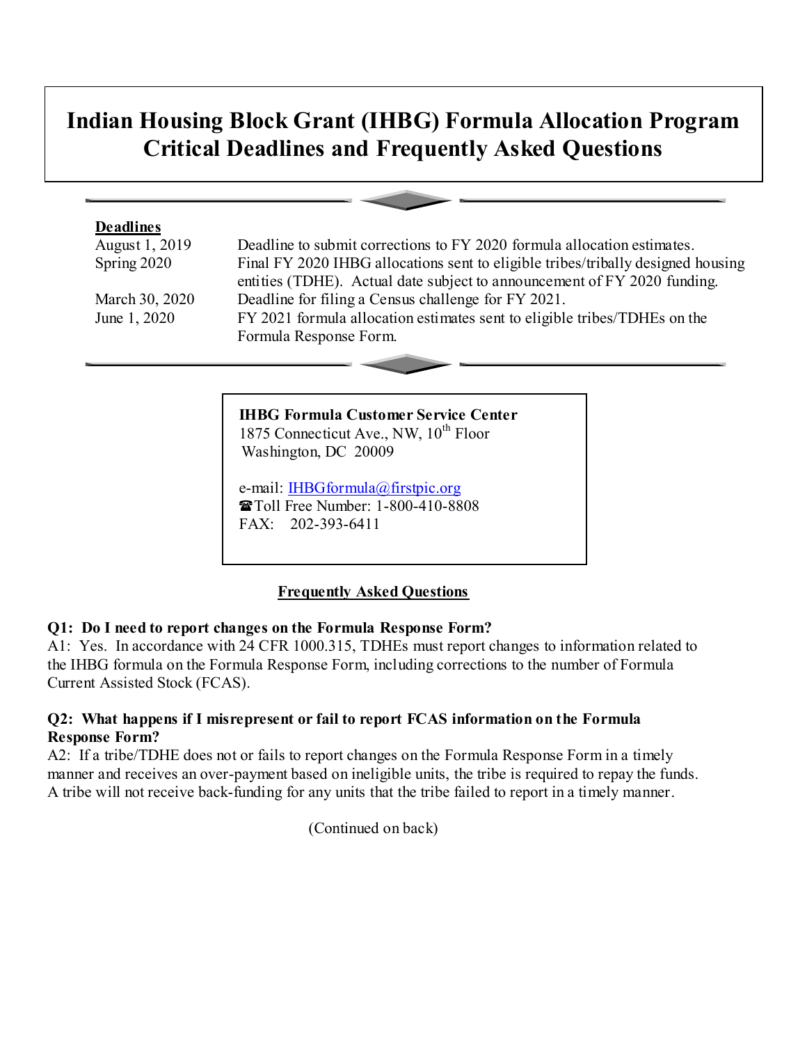# Indian Housing Block Grant (IHBG) Formula Allocation Program Critical Deadlines and Frequently Asked Questions

**Deadlines**

| | |
|---|---|
| August 1, 2019 | Deadline to submit corrections to FY 2020 formula allocation estimates. |
| Spring 2020 | Final FY 2020 IHBG allocations sent to eligible tribes/tribally designed housing entities (TDHE). Actual date subject to announcement of FY 2020 funding. |
| March 30, 2020 | Deadline for filing a Census challenge for FY 2021. |
| June 1, 2020 | FY 2021 formula allocation estimates sent to eligible tribes/TDHEs on the Formula Response Form. |

**IHBG Formula Customer Service Center**
1875 Connecticut Ave., NW, 10th Floor
Washington, DC 20009

e-mail: IHBGformula@firstpic.org
☎Toll Free Number: 1-800-410-8808
FAX: 202-393-6411

## Frequently Asked Questions

**Q1: Do I need to report changes on the Formula Response Form?**

A1: Yes. In accordance with 24 CFR 1000.315, TDHEs must report changes to information related to the IHBG formula on the Formula Response Form, including corrections to the number of Formula Current Assisted Stock (FCAS).

**Q2: What happens if I misrepresent or fail to report FCAS information on the Formula Response Form?**

A2: If a tribe/TDHE does not or fails to report changes on the Formula Response Form in a timely manner and receives an over-payment based on ineligible units, the tribe is required to repay the funds. A tribe will not receive back-funding for any units that the tribe failed to report in a timely manner.

(Continued on back)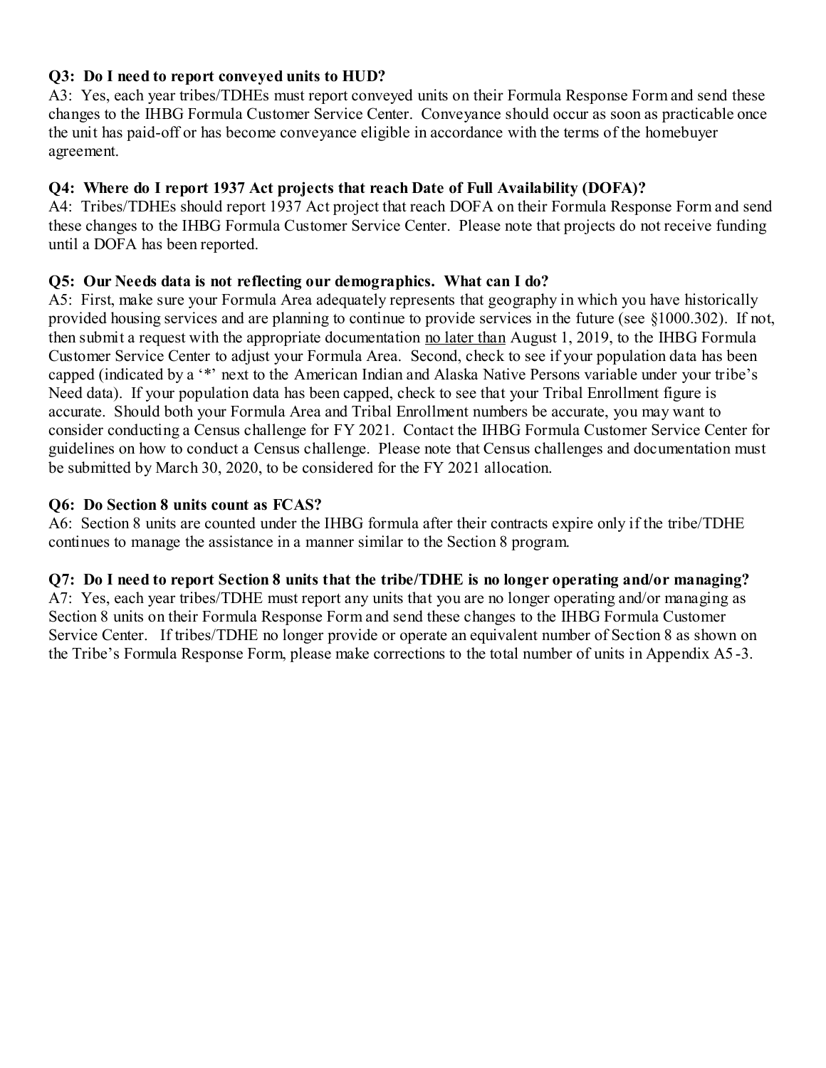**Q3: Do I need to report conveyed units to HUD?**

A3: Yes, each year tribes/TDHEs must report conveyed units on their Formula Response Form and send these changes to the IHBG Formula Customer Service Center. Conveyance should occur as soon as practicable once the unit has paid-off or has become conveyance eligible in accordance with the terms of the homebuyer agreement.

**Q4: Where do I report 1937 Act projects that reach Date of Full Availability (DOFA)?**

A4: Tribes/TDHEs should report 1937 Act project that reach DOFA on their Formula Response Form and send these changes to the IHBG Formula Customer Service Center. Please note that projects do not receive funding until a DOFA has been reported.

**Q5: Our Needs data is not reflecting our demographics. What can I do?**

A5: First, make sure your Formula Area adequately represents that geography in which you have historically provided housing services and are planning to continue to provide services in the future (see §1000.302). If not, then submit a request with the appropriate documentation no later than August 1, 2019, to the IHBG Formula Customer Service Center to adjust your Formula Area. Second, check to see if your population data has been capped (indicated by a '*' next to the American Indian and Alaska Native Persons variable under your tribe's Need data). If your population data has been capped, check to see that your Tribal Enrollment figure is accurate. Should both your Formula Area and Tribal Enrollment numbers be accurate, you may want to consider conducting a Census challenge for FY 2021. Contact the IHBG Formula Customer Service Center for guidelines on how to conduct a Census challenge. Please note that Census challenges and documentation must be submitted by March 30, 2020, to be considered for the FY 2021 allocation.

**Q6: Do Section 8 units count as FCAS?**

A6: Section 8 units are counted under the IHBG formula after their contracts expire only if the tribe/TDHE continues to manage the assistance in a manner similar to the Section 8 program.

**Q7: Do I need to report Section 8 units that the tribe/TDHE is no longer operating and/or managing?**

A7: Yes, each year tribes/TDHE must report any units that you are no longer operating and/or managing as Section 8 units on their Formula Response Form and send these changes to the IHBG Formula Customer Service Center. If tribes/TDHE no longer provide or operate an equivalent number of Section 8 as shown on the Tribe's Formula Response Form, please make corrections to the total number of units in Appendix A5-3.